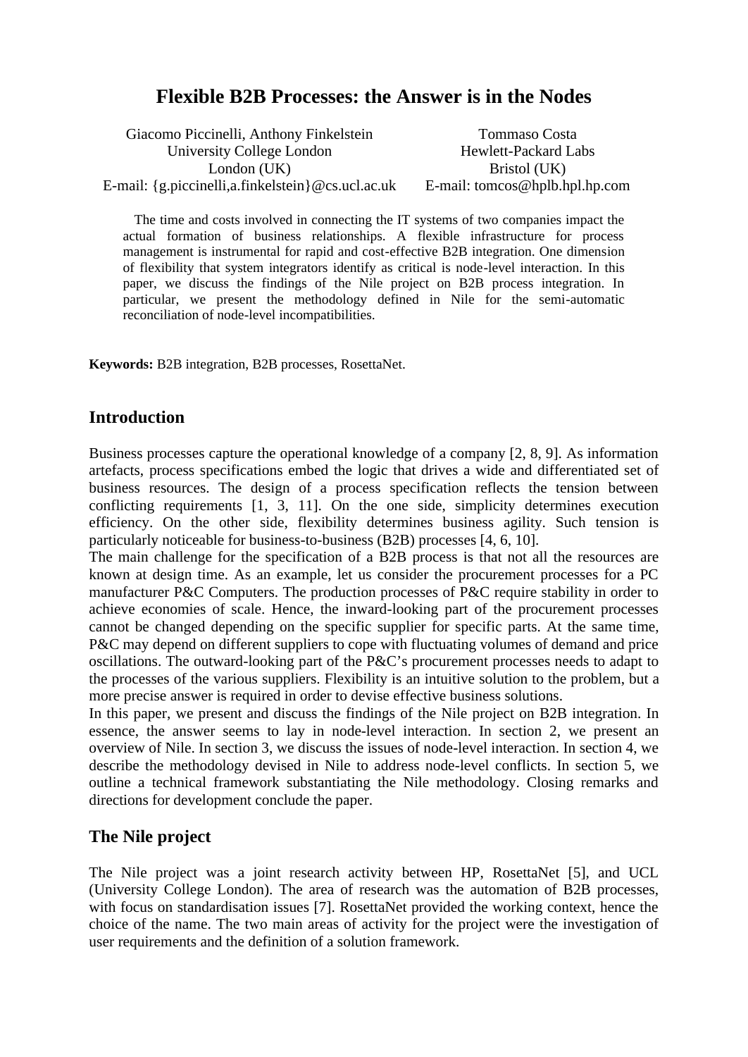# Flexible B2B Processes: the Answer is in the Nodes

Giacomo Piccinelli, Anthony Finkelstein
University College London
London (UK)
E-mail: {g.piccinelli,a.finkelstein}@cs.ucl.ac.uk

Tommaso Costa
Hewlett-Packard Labs
Bristol (UK)
E-mail: tomcos@hplb.hpl.hp.com

The time and costs involved in connecting the IT systems of two companies impact the actual formation of business relationships. A flexible infrastructure for process management is instrumental for rapid and cost-effective B2B integration. One dimension of flexibility that system integrators identify as critical is node-level interaction. In this paper, we discuss the findings of the Nile project on B2B process integration. In particular, we present the methodology defined in Nile for the semi-automatic reconciliation of node-level incompatibilities.

**Keywords:** B2B integration, B2B processes, RosettaNet.

## Introduction

Business processes capture the operational knowledge of a company [2, 8, 9]. As information artefacts, process specifications embed the logic that drives a wide and differentiated set of business resources. The design of a process specification reflects the tension between conflicting requirements [1, 3, 11]. On the one side, simplicity determines execution efficiency. On the other side, flexibility determines business agility. Such tension is particularly noticeable for business-to-business (B2B) processes [4, 6, 10].

The main challenge for the specification of a B2B process is that not all the resources are known at design time. As an example, let us consider the procurement processes for a PC manufacturer P&C Computers. The production processes of P&C require stability in order to achieve economies of scale. Hence, the inward-looking part of the procurement processes cannot be changed depending on the specific supplier for specific parts. At the same time, P&C may depend on different suppliers to cope with fluctuating volumes of demand and price oscillations. The outward-looking part of the P&C's procurement processes needs to adapt to the processes of the various suppliers. Flexibility is an intuitive solution to the problem, but a more precise answer is required in order to devise effective business solutions.

In this paper, we present and discuss the findings of the Nile project on B2B integration. In essence, the answer seems to lay in node-level interaction. In section 2, we present an overview of Nile. In section 3, we discuss the issues of node-level interaction. In section 4, we describe the methodology devised in Nile to address node-level conflicts. In section 5, we outline a technical framework substantiating the Nile methodology. Closing remarks and directions for development conclude the paper.

## The Nile project

The Nile project was a joint research activity between HP, RosettaNet [5], and UCL (University College London). The area of research was the automation of B2B processes, with focus on standardisation issues [7]. RosettaNet provided the working context, hence the choice of the name. The two main areas of activity for the project were the investigation of user requirements and the definition of a solution framework.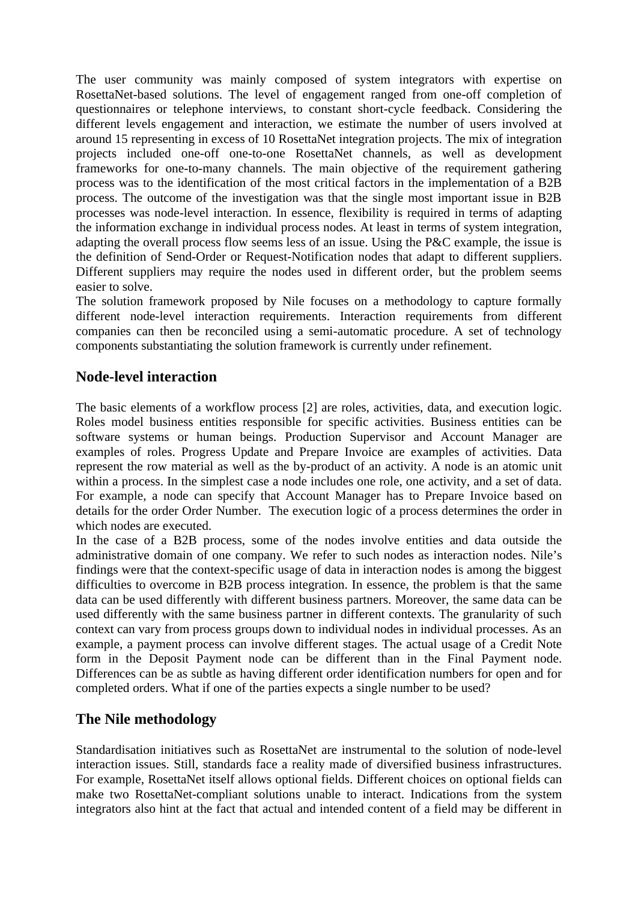The user community was mainly composed of system integrators with expertise on RosettaNet-based solutions. The level of engagement ranged from one-off completion of questionnaires or telephone interviews, to constant short-cycle feedback. Considering the different levels engagement and interaction, we estimate the number of users involved at around 15 representing in excess of 10 RosettaNet integration projects. The mix of integration projects included one-off one-to-one RosettaNet channels, as well as development frameworks for one-to-many channels. The main objective of the requirement gathering process was to the identification of the most critical factors in the implementation of a B2B process. The outcome of the investigation was that the single most important issue in B2B processes was node-level interaction. In essence, flexibility is required in terms of adapting the information exchange in individual process nodes. At least in terms of system integration, adapting the overall process flow seems less of an issue. Using the P&C example, the issue is the definition of Send-Order or Request-Notification nodes that adapt to different suppliers. Different suppliers may require the nodes used in different order, but the problem seems easier to solve.

The solution framework proposed by Nile focuses on a methodology to capture formally different node-level interaction requirements. Interaction requirements from different companies can then be reconciled using a semi-automatic procedure. A set of technology components substantiating the solution framework is currently under refinement.

## Node-level interaction

The basic elements of a workflow process [2] are roles, activities, data, and execution logic. Roles model business entities responsible for specific activities. Business entities can be software systems or human beings. Production Supervisor and Account Manager are examples of roles. Progress Update and Prepare Invoice are examples of activities. Data represent the row material as well as the by-product of an activity. A node is an atomic unit within a process. In the simplest case a node includes one role, one activity, and a set of data. For example, a node can specify that Account Manager has to Prepare Invoice based on details for the order Order Number. The execution logic of a process determines the order in which nodes are executed.

In the case of a B2B process, some of the nodes involve entities and data outside the administrative domain of one company. We refer to such nodes as interaction nodes. Nile's findings were that the context-specific usage of data in interaction nodes is among the biggest difficulties to overcome in B2B process integration. In essence, the problem is that the same data can be used differently with different business partners. Moreover, the same data can be used differently with the same business partner in different contexts. The granularity of such context can vary from process groups down to individual nodes in individual processes. As an example, a payment process can involve different stages. The actual usage of a Credit Note form in the Deposit Payment node can be different than in the Final Payment node. Differences can be as subtle as having different order identification numbers for open and for completed orders. What if one of the parties expects a single number to be used?

## The Nile methodology

Standardisation initiatives such as RosettaNet are instrumental to the solution of node-level interaction issues. Still, standards face a reality made of diversified business infrastructures. For example, RosettaNet itself allows optional fields. Different choices on optional fields can make two RosettaNet-compliant solutions unable to interact. Indications from the system integrators also hint at the fact that actual and intended content of a field may be different in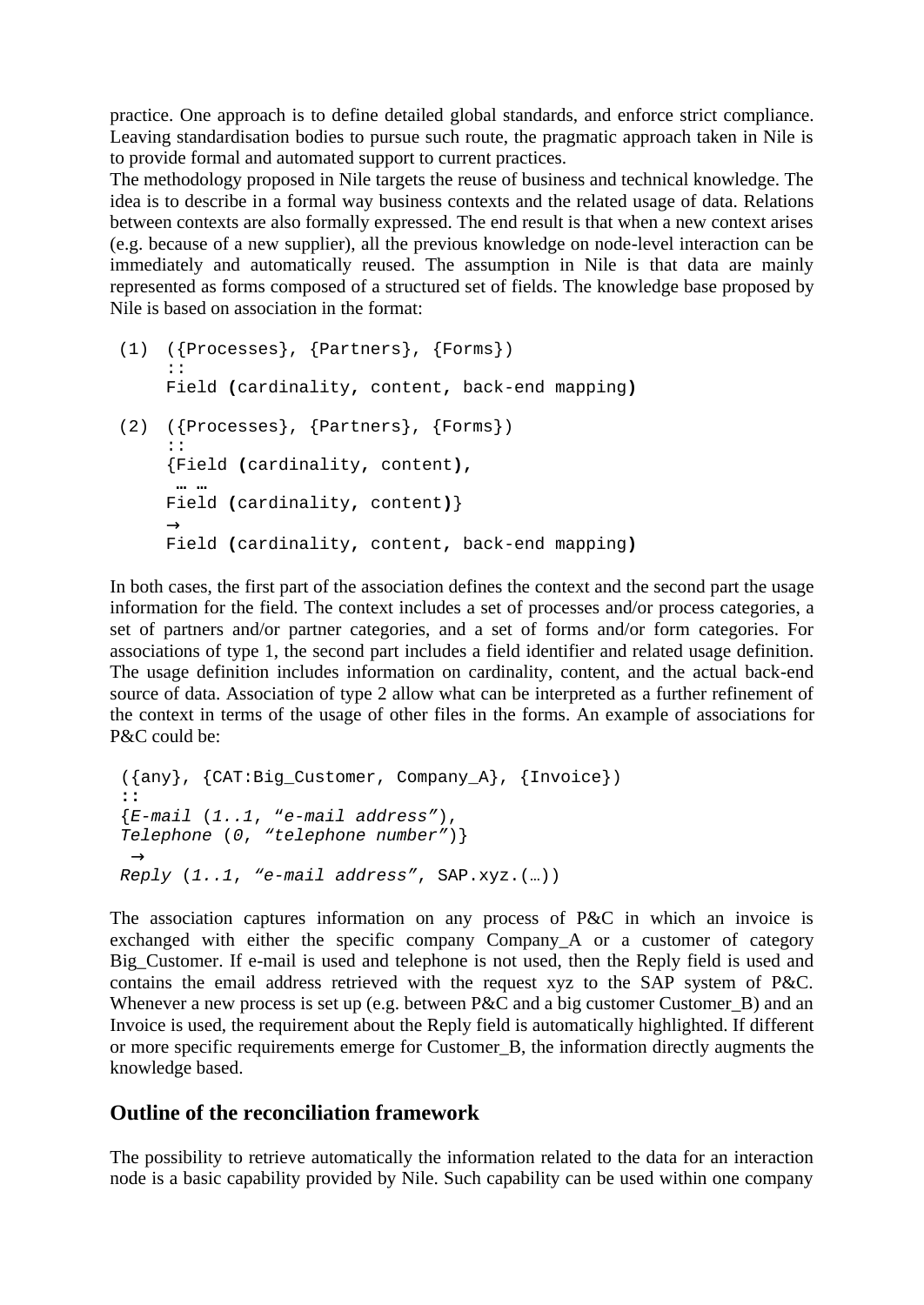practice. One approach is to define detailed global standards, and enforce strict compliance. Leaving standardisation bodies to pursue such route, the pragmatic approach taken in Nile is to provide formal and automated support to current practices.

The methodology proposed in Nile targets the reuse of business and technical knowledge. The idea is to describe in a formal way business contexts and the related usage of data. Relations between contexts are also formally expressed. The end result is that when a new context arises (e.g. because of a new supplier), all the previous knowledge on node-level interaction can be immediately and automatically reused. The assumption in Nile is that data are mainly represented as forms composed of a structured set of fields. The knowledge base proposed by Nile is based on association in the format:

```
(1)  ({Processes}, {Partners}, {Forms})
     ::
     Field (cardinality, content, back-end mapping)

(2)  ({Processes}, {Partners}, {Forms})
     ::
     {Field (cardinality, content),
      … …
     Field (cardinality, content)}
     →
     Field (cardinality, content, back-end mapping)
```

In both cases, the first part of the association defines the context and the second part the usage information for the field. The context includes a set of processes and/or process categories, a set of partners and/or partner categories, and a set of forms and/or form categories. For associations of type 1, the second part includes a field identifier and related usage definition. The usage definition includes information on cardinality, content, and the actual back-end source of data. Association of type 2 allow what can be interpreted as a further refinement of the context in terms of the usage of other files in the forms. An example of associations for P&C could be:

```
({any}, {CAT:Big_Customer, Company_A}, {Invoice})
::
{E-mail (1..1, "e-mail address"),
Telephone (0, "telephone number")}
 →
Reply (1..1, "e-mail address", SAP.xyz.(…))
```

The association captures information on any process of P&C in which an invoice is exchanged with either the specific company Company_A or a customer of category Big_Customer. If e-mail is used and telephone is not used, then the Reply field is used and contains the email address retrieved with the request xyz to the SAP system of P&C. Whenever a new process is set up (e.g. between P&C and a big customer Customer_B) and an Invoice is used, the requirement about the Reply field is automatically highlighted. If different or more specific requirements emerge for Customer_B, the information directly augments the knowledge based.

## Outline of the reconciliation framework

The possibility to retrieve automatically the information related to the data for an interaction node is a basic capability provided by Nile. Such capability can be used within one company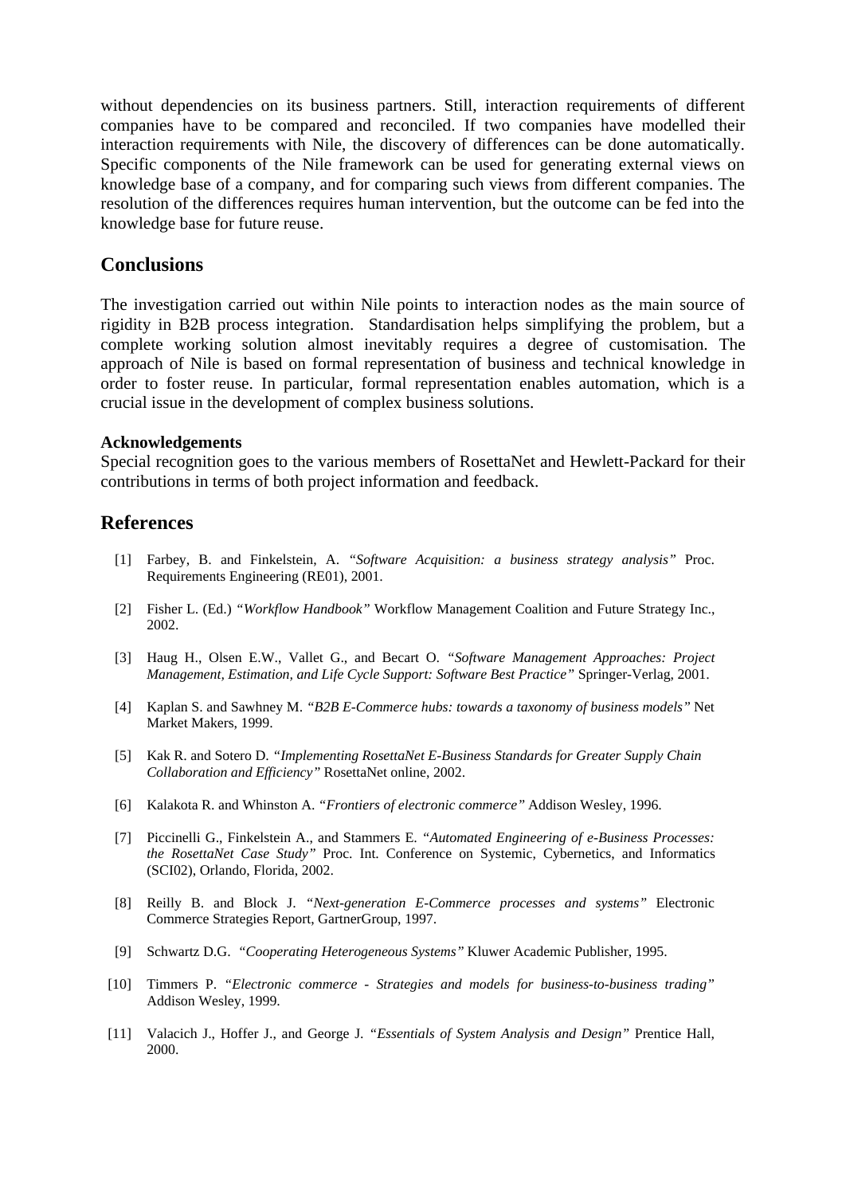without dependencies on its business partners. Still, interaction requirements of different companies have to be compared and reconciled. If two companies have modelled their interaction requirements with Nile, the discovery of differences can be done automatically. Specific components of the Nile framework can be used for generating external views on knowledge base of a company, and for comparing such views from different companies. The resolution of the differences requires human intervention, but the outcome can be fed into the knowledge base for future reuse.

## Conclusions

The investigation carried out within Nile points to interaction nodes as the main source of rigidity in B2B process integration. Standardisation helps simplifying the problem, but a complete working solution almost inevitably requires a degree of customisation. The approach of Nile is based on formal representation of business and technical knowledge in order to foster reuse. In particular, formal representation enables automation, which is a crucial issue in the development of complex business solutions.

**Acknowledgements**

Special recognition goes to the various members of RosettaNet and Hewlett-Packard for their contributions in terms of both project information and feedback.

## References

[1] Farbey, B. and Finkelstein, A. *"Software Acquisition: a business strategy analysis"* Proc. Requirements Engineering (RE01), 2001.

[2] Fisher L. (Ed.) *"Workflow Handbook"* Workflow Management Coalition and Future Strategy Inc., 2002.

[3] Haug H., Olsen E.W., Vallet G., and Becart O. *"Software Management Approaches: Project Management, Estimation, and Life Cycle Support: Software Best Practice"* Springer-Verlag, 2001.

[4] Kaplan S. and Sawhney M. *"B2B E-Commerce hubs: towards a taxonomy of business models"* Net Market Makers, 1999.

[5] Kak R. and Sotero D. *"Implementing RosettaNet E-Business Standards for Greater Supply Chain Collaboration and Efficiency"* RosettaNet online, 2002.

[6] Kalakota R. and Whinston A. *"Frontiers of electronic commerce"* Addison Wesley, 1996.

[7] Piccinelli G., Finkelstein A., and Stammers E. *"Automated Engineering of e-Business Processes: the RosettaNet Case Study"* Proc. Int. Conference on Systemic, Cybernetics, and Informatics (SCI02), Orlando, Florida, 2002.

[8] Reilly B. and Block J. *"Next-generation E-Commerce processes and systems"* Electronic Commerce Strategies Report, GartnerGroup, 1997.

[9] Schwartz D.G. *"Cooperating Heterogeneous Systems"* Kluwer Academic Publisher, 1995.

[10] Timmers P. *"Electronic commerce - Strategies and models for business-to-business trading"* Addison Wesley, 1999.

[11] Valacich J., Hoffer J., and George J. *"Essentials of System Analysis and Design"* Prentice Hall, 2000.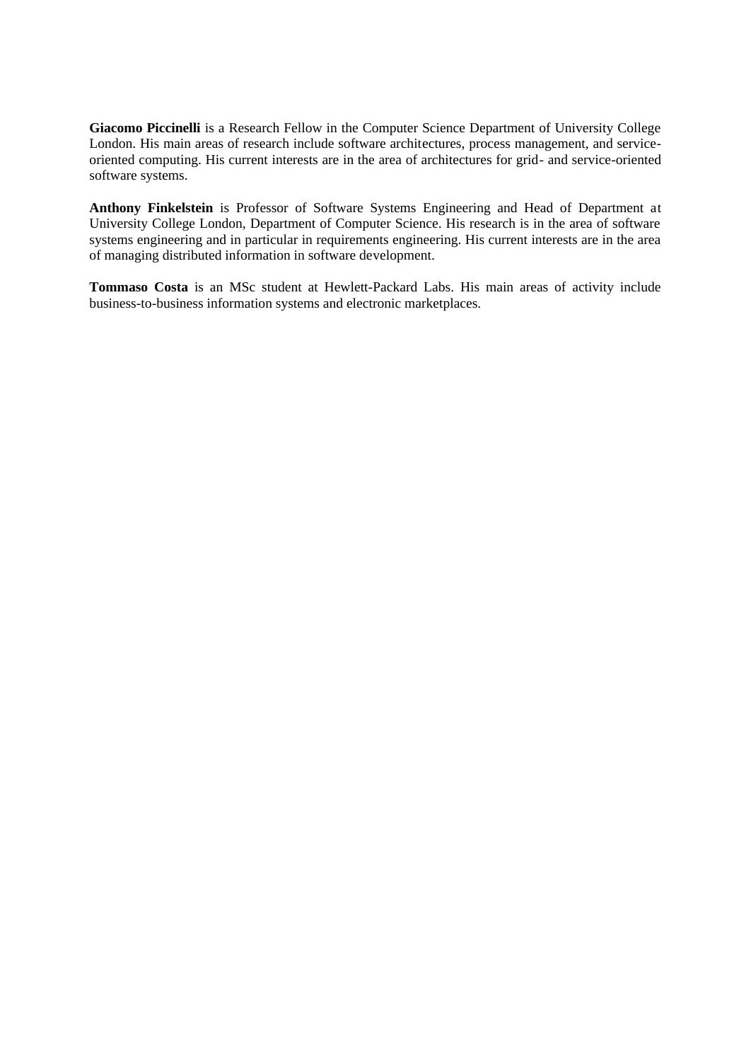**Giacomo Piccinelli** is a Research Fellow in the Computer Science Department of University College London. His main areas of research include software architectures, process management, and service-oriented computing. His current interests are in the area of architectures for grid- and service-oriented software systems.

**Anthony Finkelstein** is Professor of Software Systems Engineering and Head of Department at University College London, Department of Computer Science. His research is in the area of software systems engineering and in particular in requirements engineering. His current interests are in the area of managing distributed information in software development.

**Tommaso Costa** is an MSc student at Hewlett-Packard Labs. His main areas of activity include business-to-business information systems and electronic marketplaces.